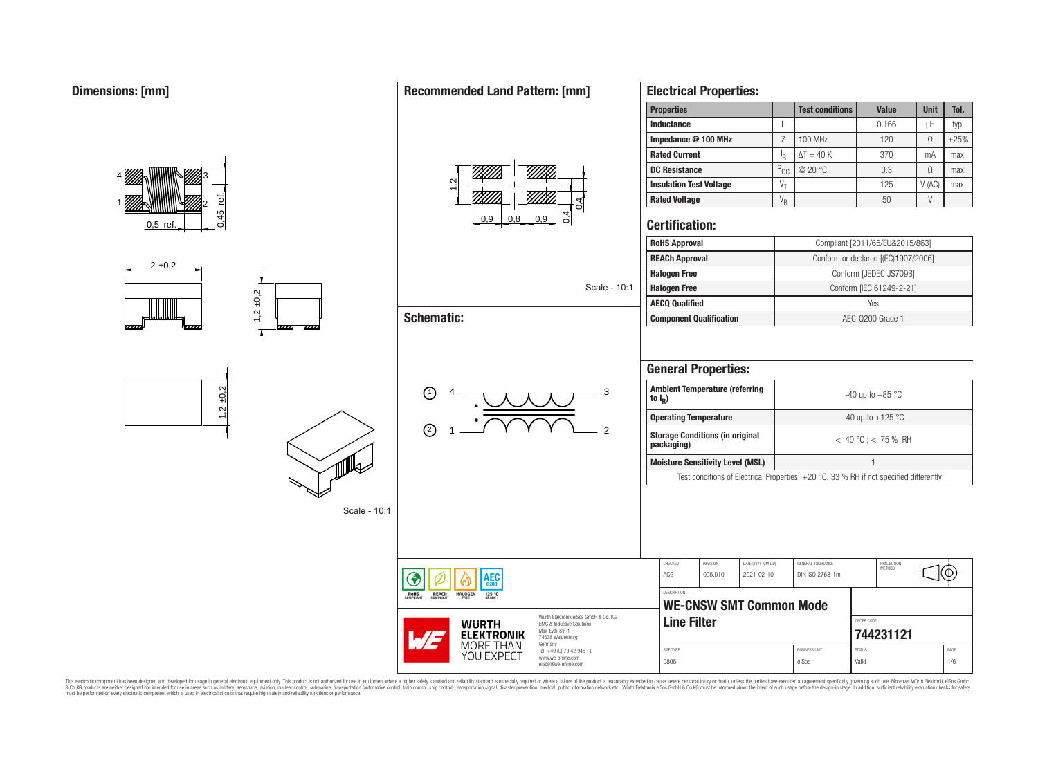## Dimensions: [mm]

0,5 ref.

0,45 ref.

2 ±0,2

1,2 ±0,2

1,2 ±0,2

Scale - 10:1

## Recommended Land Pattern: [mm]

1,2

0,9 0,8 0,9

0,4

Scale - 10:1

## Schematic:

① 4 — 3

② 1 — 2

## Electrical Properties:

| Properties | | Test conditions | Value | Unit | Tol. |
|---|---|---|---|---|---|
| Inductance | L | | 0.166 | µH | typ. |
| Impedance @ 100 MHz | Z | 100 MHz | 120 | Ω | ±25% |
| Rated Current | $I_R$ | $\Delta T = 40$ K | 370 | mA | max. |
| DC Resistance | $R_{DC}$ | @ 20 °C | 0.3 | Ω | max. |
| Insulation Test Voltage | $V_T$ | | 125 | V (AC) | max. |
| Rated Voltage | $V_R$ | | 50 | V | |

## Certification:

| | |
|---|---|
| RoHS Approval | Compliant [2011/65/EU&2015/863] |
| REACh Approval | Conform or declared [(EC)1907/2006] |
| Halogen Free | Conform [JEDEC JS709B] |
| Halogen Free | Conform [IEC 61249-2-21] |
| AECQ Qualified | Yes |
| Component Qualification | AEC-Q200 Grade 1 |

## General Properties:

| | |
|---|---|
| Ambient Temperature (referring to $I_R$) | -40 up to +85 °C |
| Operating Temperature | -40 up to +125 °C |
| Storage Conditions (in original packaging) | < 40 °C ; < 75 % RH |
| Moisture Sensitivity Level (MSL) | 1 |

Test conditions of Electrical Properties: +20 °C, 33 % RH if not specified differently

| CHECKED | REVISION | DATE (YYYY-MM-DD) | GENERAL TOLERANCE | PROJECTION METHOD |
|---|---|---|---|---|
| ACG | 005.010 | 2021-02-10 | DIN ISO 2768-1m | |

DESCRIPTION: **WE-CNSW SMT Common Mode Line Filter**

ORDER CODE: **744231121**

| SIZE/TYPE | BUSINESS UNIT | STATUS | PAGE |
|---|---|---|---|
| 0805 | eiSos | Valid | 1/6 |

RoHS COMPLIANT · REACh COMPLIANT · HALOGEN FREE · AEC Q200 125 °C GRADE 1

Würth Elektronik eiSos GmbH & Co. KG
EMC & Inductive Solutions
Max-Eyth-Str. 1
74638 Waldenburg
Germany
Tel. +49 (0) 79 42 945 - 0
www.we-online.com
eiSos@we-online.com

WÜRTH ELEKTRONIK MORE THAN YOU EXPECT

This electronic component has been designed and developed for usage in general electronic equipment only. This product is not authorized for use in equipment where a higher safety standard and reliability standard is especially required or where a failure of the product is reasonably expected to cause severe personal injury or death, unless the parties have executed an agreement specifically governing such use. Moreover Würth Elektronik eiSos GmbH & Co KG products are neither designed nor intended for use in areas such as military, aerospace, aviation, nuclear control, submarine, transportation (automotive control, train control, ship control), transportation signal, disaster prevention, medical, public information network etc.. Würth Elektronik eiSos GmbH & Co KG must be informed about the intent of such usage before the design-in stage. In addition, sufficient reliability evaluation checks for safety must be performed on every electronic component which is used in electrical circuits that require high safety and reliability functions or performance.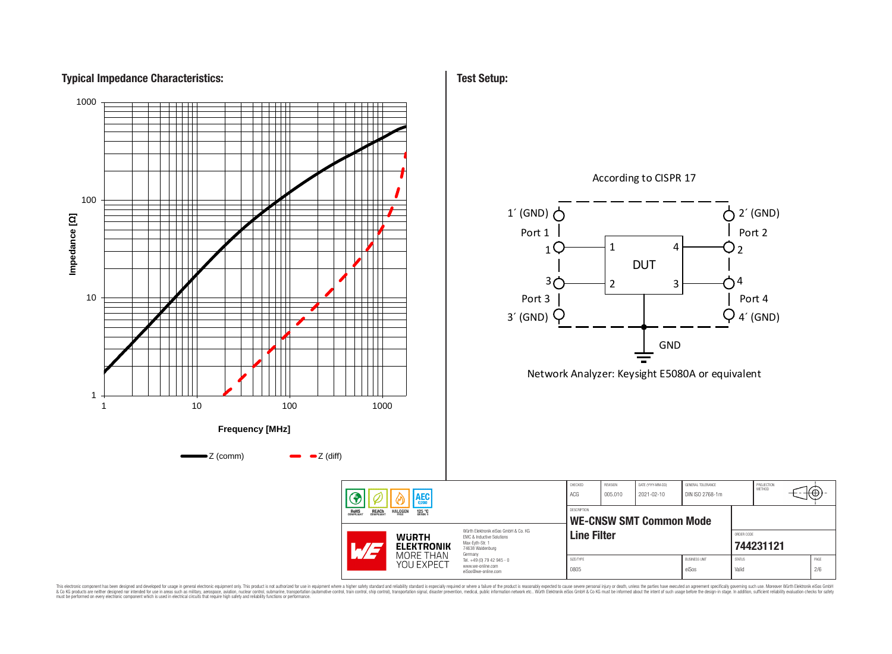## Typical Impedance Characteristics:

Impedance [Ω]

Frequency [MHz]

Z (comm) Z (diff)

## Test Setup:

According to CISPR 17

1´ (GND) Port 1 1 — 1 DUT 4 — 2 Port 2 2´ (GND)

3´ (GND) Port 3 3 — 2 DUT 3 — 4 Port 4 4´ (GND)

GND

Network Analyzer: Keysight E5080A or equivalent

| CHECKED | REVISION | DATE (YYYY-MM-DD) | GENERAL TOLERANCE | PROJECTION METHOD |
|---|---|---|---|---|
| ACG | 005.010 | 2021-02-10 | DIN ISO 2768-1m | |

DESCRIPTION: **WE-CNSW SMT Common Mode Line Filter**

ORDER CODE: **744231121**

| SIZE/TYPE | BUSINESS UNIT | STATUS | PAGE |
|---|---|---|---|
| 0805 | eiSos | Valid | 2/6 |

RoHS COMPLIANT · REACh COMPLIANT · HALOGEN FREE · AEC Q200 · 125 °C GRADE 1

Würth Elektronik eiSos GmbH & Co. KG
EMC & Inductive Solutions
Max-Eyth-Str. 1
74638 Waldenburg
Germany
Tel. +49 (0) 79 42 945 - 0
www.we-online.com
eiSos@we-online.com

This electronic component has been designed and developed for usage in general electronic equipment only. This product is not authorized for use in equipment where a higher safety standard and reliability standard is especially required or where a failure of the product is reasonably expected to cause severe personal injury or death, unless the parties have executed an agreement specifically governing such use. Moreover Würth Elektronik eiSos GmbH & Co KG products are neither designed nor intended for use in areas such as military, aerospace, aviation, nuclear control, submarine, transportation (automotive control, train control, ship control), transportation signal, disaster prevention, medical, public information network etc.. Würth Elektronik eiSos GmbH & Co KG must be informed about the intent of such usage before the design-in stage. In addition, sufficient reliability evaluation checks for safety must be performed on every electronic component which is used in electrical circuits that require high safety and reliability functions or performance.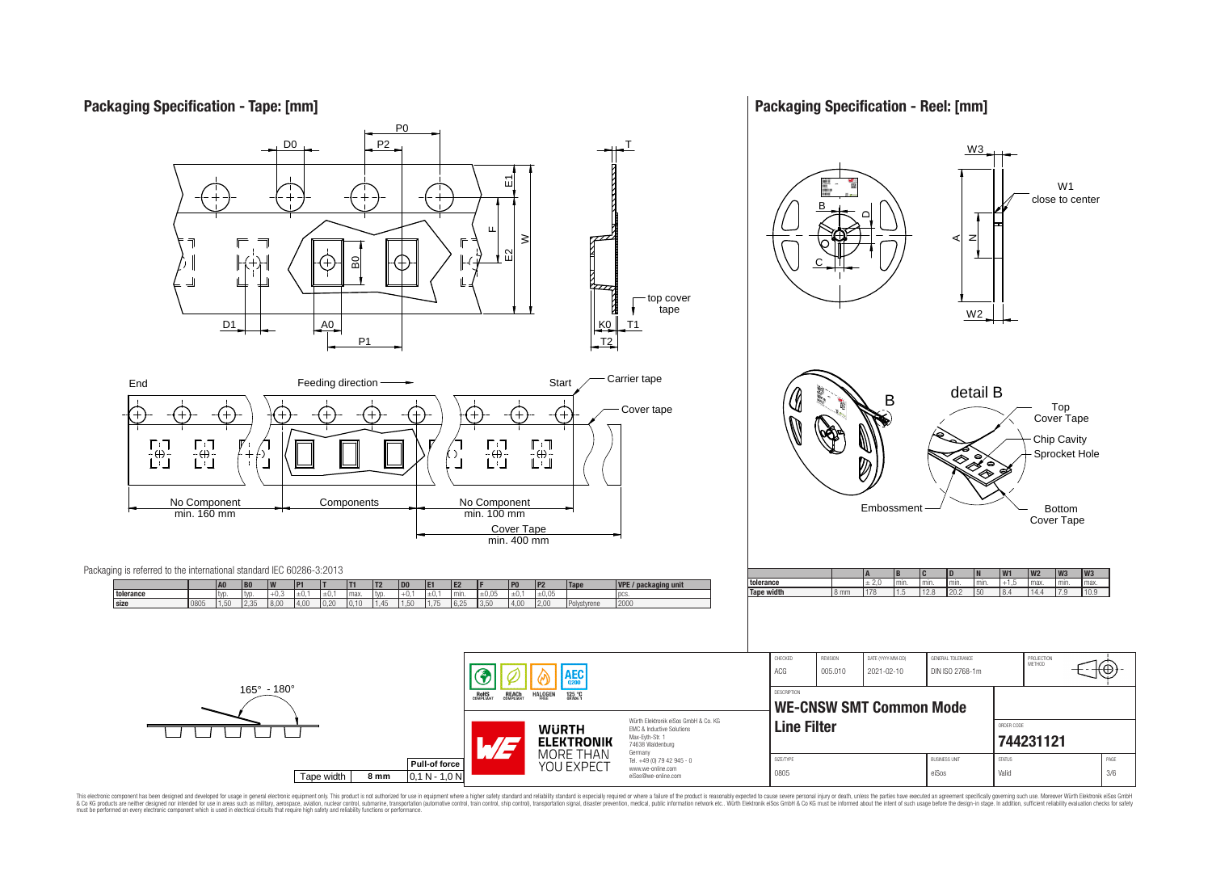## Packaging Specification - Tape: [mm]

Packaging is referred to the international standard IEC 60286-3:2013

| | | A0 | B0 | W | P1 | T | T1 | T2 | D0 | E1 | E2 | F | P0 | P2 | Tape | VPE / packaging unit |
|---|---|---|---|---|---|---|---|---|---|---|---|---|---|---|---|---|
| tolerance | | typ. | typ. | +0,3 | ±0,1 | ±0,1 | max. | typ. | +0,1 | ±0,1 | min. | ±0,05 | ±0,1 | ±0,05 | | pcs. |
| size | 0805 | 1,50 | 2,35 | 8,00 | 4,00 | 0,20 | 0,10 | 1,45 | 1,50 | 1,75 | 6,25 | 3,50 | 4,00 | 2,00 | Polystyrene | 2000 |

End — Feeding direction — Start

No Component min. 160 mm | Components | No Component min. 100 mm | Cover Tape min. 400 mm

Carrier tape, Cover tape, top cover tape

165° - 180°

| Tape width | 8 mm | Pull-of force 0,1 N - 1,0 N |
|---|---|---|

## Packaging Specification - Reel: [mm]

W1 close to center

detail B: Top Cover Tape, Chip Cavity, Sprocket Hole, Bottom Cover Tape, Embossment

| | | A | B | C | D | N | W1 | W2 | W3 | W3 |
|---|---|---|---|---|---|---|---|---|---|---|
| tolerance | | ± 2,0 | min. | min. | min. | min. | +1,5 | max. | min. | max. |
| Tape width | 8 mm | 178 | 1.5 | 12.8 | 20.2 | 50 | 8.4 | 14.4 | 7.9 | 10.9 |

| CHECKED | REVISION | DATE (YYYY-MM-DD) | GENERAL TOLERANCE | PROJECTION METHOD |
|---|---|---|---|---|
| ACG | 005.010 | 2021-02-10 | DIN ISO 2768-1m | |

DESCRIPTION: **WE-CNSW SMT Common Mode Line Filter**

ORDER CODE: **744231121**

| SIZE/TYPE | BUSINESS UNIT | STATUS | PAGE |
|---|---|---|---|
| 0805 | eiSos | Valid | 3/6 |

Würth Elektronik eiSos GmbH & Co. KG
EMC & Inductive Solutions
Max-Eyth-Str. 1
74638 Waldenburg
Germany
Tel. +49 (0) 79 42 945 - 0
www.we-online.com
eiSos@we-online.com

RoHS COMPLIANT · REACh COMPLIANT · HALOGEN FREE · 125 °C GRADE 1 · AEC Q200

This electronic component has been designed and developed for usage in general electronic equipment only. This product is not authorized for use in equipment where a higher safety standard and reliability standard is especially required or where a failure of the product is reasonably expected to cause severe personal injury or death, unless the parties have executed an agreement specifically governing such use. Moreover Würth Elektronik eiSos GmbH & Co KG products are neither designed nor intended for use in areas such as military, aerospace, aviation, nuclear control, submarine, transportation (automotive control, train control, ship control), transportation signal, disaster prevention, medical, public information network etc.. Würth Elektronik eiSos GmbH & Co KG must be informed about the intent of such usage before the design-in stage. In addition, sufficient reliability evaluation checks for safety must be performed on every electronic component which is used in electrical circuits that require high safety and reliability functions or performance.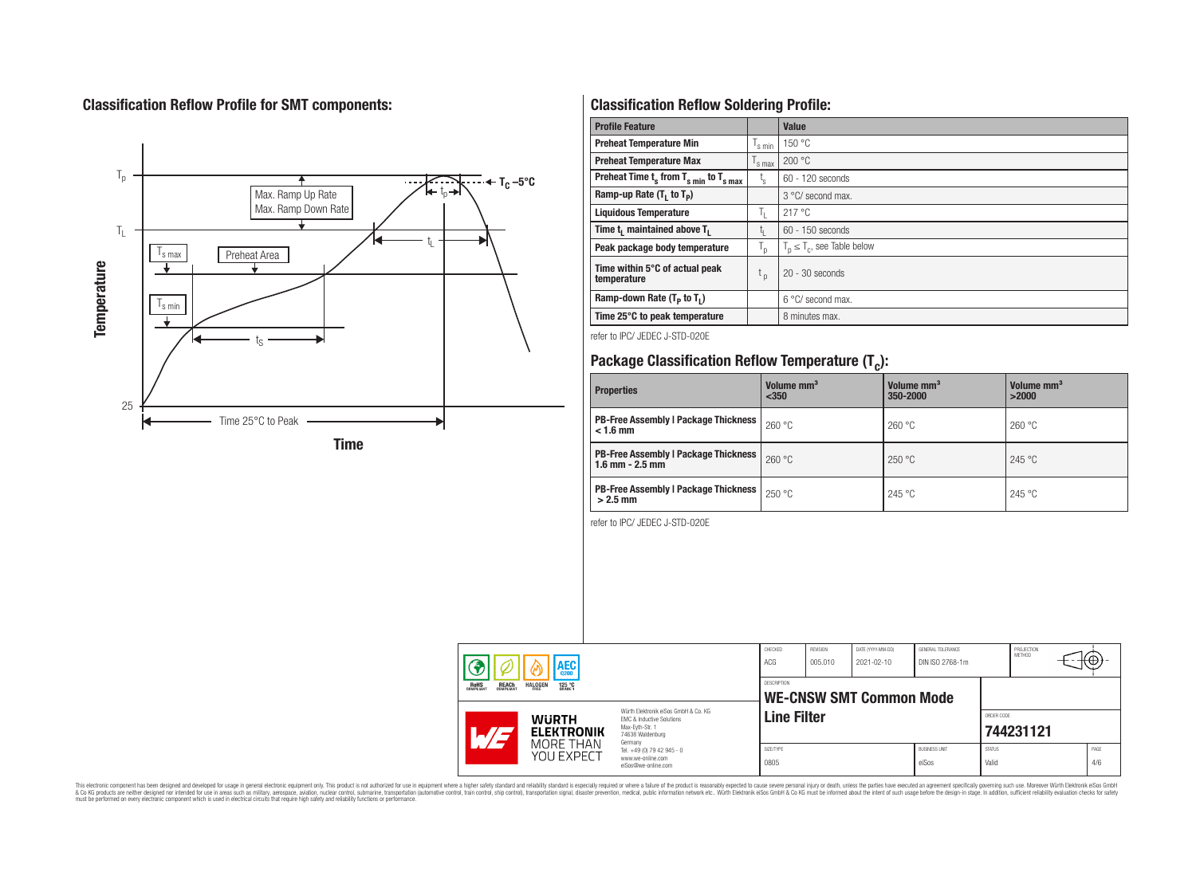## Classification Reflow Profile for SMT components:

## Classification Reflow Soldering Profile:

| Profile Feature | | Value |
|---|---|---|
| Preheat Temperature Min | $T_{s\ min}$ | 150 °C |
| Preheat Temperature Max | $T_{s\ max}$ | 200 °C |
| Preheat Time $t_s$ from $T_{s\ min}$ to $T_{s\ max}$ | $t_s$ | 60 - 120 seconds |
| Ramp-up Rate ($T_L$ to $T_P$) | | 3 °C/ second max. |
| Liquidous Temperature | $T_L$ | 217 °C |
| Time $t_L$ maintained above $T_L$ | $t_L$ | 60 - 150 seconds |
| Peak package body temperature | $T_p$ | $T_p \leq T_c$, see Table below |
| Time within 5°C of actual peak temperature | $t_p$ | 20 - 30 seconds |
| Ramp-down Rate ($T_P$ to $T_L$) | | 6 °C/ second max. |
| Time 25°C to peak temperature | | 8 minutes max. |

refer to IPC/ JEDEC J-STD-020E

## Package Classification Reflow Temperature ($T_c$):

| Properties | Volume mm³ <350 | Volume mm³ 350-2000 | Volume mm³ >2000 |
|---|---|---|---|
| PB-Free Assembly \| Package Thickness < 1.6 mm | 260 °C | 260 °C | 260 °C |
| PB-Free Assembly \| Package Thickness 1.6 mm - 2.5 mm | 260 °C | 250 °C | 245 °C |
| PB-Free Assembly \| Package Thickness > 2.5 mm | 250 °C | 245 °C | 245 °C |

refer to IPC/ JEDEC J-STD-020E

| CHECKED | REVISION | DATE (YYYY-MM-DD) | GENERAL TOLERANCE | PROJECTION METHOD |
|---|---|---|---|---|
| ACG | 005.010 | 2021-02-10 | DIN ISO 2768-1m | |

DESCRIPTION: **WE-CNSW SMT Common Mode Line Filter**

ORDER CODE: **744231121**

| SIZE/TYPE | BUSINESS UNIT | STATUS | PAGE |
|---|---|---|---|
| 0805 | eiSos | Valid | 4/6 |

Würth Elektronik eiSos GmbH & Co. KG
EMC & Inductive Solutions
Max-Eyth-Str. 1
74638 Waldenburg
Germany
Tel. +49 (0) 79 42 945 - 0
www.we-online.com
eiSos@we-online.com

This electronic component has been designed and developed for usage in general electronic equipment only. This product is not authorized for use in equipment where a higher safety standard and reliability standard is especially required or where a failure of the product is reasonably expected to cause severe personal injury or death, unless the parties have executed an agreement specifically governing such use. Moreover Würth Elektronik eiSos GmbH & Co KG products are neither designed nor intended for use in areas such as military, aerospace, aviation, nuclear control, submarine, transportation (automotive control, train control, ship control), transportation signal, disaster prevention, medical, public information network etc.. Würth Elektronik eiSos GmbH & Co KG must be informed about the intent of such usage before the design-in stage. In addition, sufficient reliability evaluation checks for safety must be performed on every electronic component which is used in electrical circuits that require high safety and reliability functions or performance.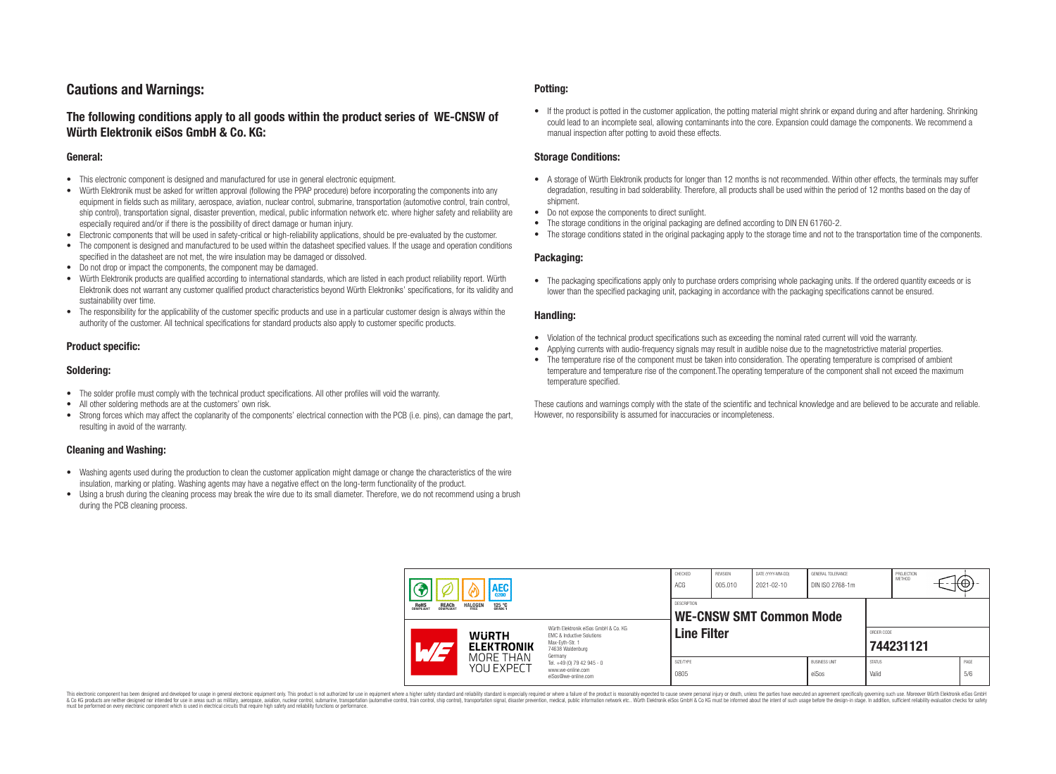# Cautions and Warnings:

## The following conditions apply to all goods within the product series of WE-CNSW of Würth Elektronik eiSos GmbH & Co. KG:

### General:

- This electronic component is designed and manufactured for use in general electronic equipment.
- Würth Elektronik must be asked for written approval (following the PPAP procedure) before incorporating the components into any equipment in fields such as military, aerospace, aviation, nuclear control, submarine, transportation (automotive control, train control, ship control), transportation signal, disaster prevention, medical, public information network etc. where higher safety and reliability are especially required and/or if there is the possibility of direct damage or human injury.
- Electronic components that will be used in safety-critical or high-reliability applications, should be pre-evaluated by the customer.
- The component is designed and manufactured to be used within the datasheet specified values. If the usage and operation conditions specified in the datasheet are not met, the wire insulation may be damaged or dissolved.
- Do not drop or impact the components, the component may be damaged.
- Würth Elektronik products are qualified according to international standards, which are listed in each product reliability report. Würth Elektronik does not warrant any customer qualified product characteristics beyond Würth Elektroniks' specifications, for its validity and sustainability over time.
- The responsibility for the applicability of the customer specific products and use in a particular customer design is always within the authority of the customer. All technical specifications for standard products also apply to customer specific products.

### Product specific:

### Soldering:

- The solder profile must comply with the technical product specifications. All other profiles will void the warranty.
- All other soldering methods are at the customers' own risk.
- Strong forces which may affect the coplanarity of the components' electrical connection with the PCB (i.e. pins), can damage the part, resulting in avoid of the warranty.

### Cleaning and Washing:

- Washing agents used during the production to clean the customer application might damage or change the characteristics of the wire insulation, marking or plating. Washing agents may have a negative effect on the long-term functionality of the product.
- Using a brush during the cleaning process may break the wire due to its small diameter. Therefore, we do not recommend using a brush during the PCB cleaning process.

### Potting:

- If the product is potted in the customer application, the potting material might shrink or expand during and after hardening. Shrinking could lead to an incomplete seal, allowing contaminants into the core. Expansion could damage the components. We recommend a manual inspection after potting to avoid these effects.

### Storage Conditions:

- A storage of Würth Elektronik products for longer than 12 months is not recommended. Within other effects, the terminals may suffer degradation, resulting in bad solderability. Therefore, all products shall be used within the period of 12 months based on the day of shipment.
- Do not expose the components to direct sunlight.
- The storage conditions in the original packaging are defined according to DIN EN 61760-2.
- The storage conditions stated in the original packaging apply to the storage time and not to the transportation time of the components.

### Packaging:

- The packaging specifications apply only to purchase orders comprising whole packaging units. If the ordered quantity exceeds or is lower than the specified packaging unit, packaging in accordance with the packaging specifications cannot be ensured.

### Handling:

- Violation of the technical product specifications such as exceeding the nominal rated current will void the warranty.
- Applying currents with audio-frequency signals may result in audible noise due to the magnetostrictive material properties.
- The temperature rise of the component must be taken into consideration. The operating temperature is comprised of ambient temperature and temperature rise of the component.The operating temperature of the component shall not exceed the maximum temperature specified.

These cautions and warnings comply with the state of the scientific and technical knowledge and are believed to be accurate and reliable. However, no responsibility is assumed for inaccuracies or incompleteness.

| CHECKED | REVISION | DATE (YYYY-MM-DD) | GENERAL TOLERANCE | PROJECTION METHOD |
|---|---|---|---|---|
| ACG | 005.010 | 2021-02-10 | DIN ISO 2768-1m | |

DESCRIPTION: **WE-CNSW SMT Common Mode Line Filter**

ORDER CODE: **744231121**

| SIZE/TYPE | BUSINESS UNIT | STATUS | PAGE |
|---|---|---|---|
| 0805 | eiSos | Valid | 5/6 |

RoHS COMPLIANT · REACh COMPLIANT · HALOGEN FREE · AEC Q200 · 125 °C GRADE 1

Würth Elektronik eiSos GmbH & Co. KG
EMC & Inductive Solutions
Max-Eyth-Str. 1
74638 Waldenburg
Germany
Tel. +49 (0) 79 42 945 - 0
www.we-online.com
eiSos@we-online.com

WÜRTH ELEKTRONIK MORE THAN YOU EXPECT

This electronic component has been designed and developed for usage in general electronic equipment only. This product is not authorized for use in equipment where a higher safety standard and reliability standard is especially required or where a failure of the product is reasonably expected to cause severe personal injury or death, unless the parties have executed an agreement specifically governing such use. Moreover Würth Elektronik eiSos GmbH & Co KG products are neither designed nor intended for use in areas such as military, aerospace, aviation, nuclear control, submarine, transportation (automotive control, train control, ship control), transportation signal, disaster prevention, medical, public information network etc.. Würth Elektronik eiSos GmbH & Co KG must be informed about the intent of such usage before the design-in stage. In addition, sufficient reliability evaluation checks for safety must be performed on every electronic component which is used in electrical circuits that require high safety and reliability functions or performance.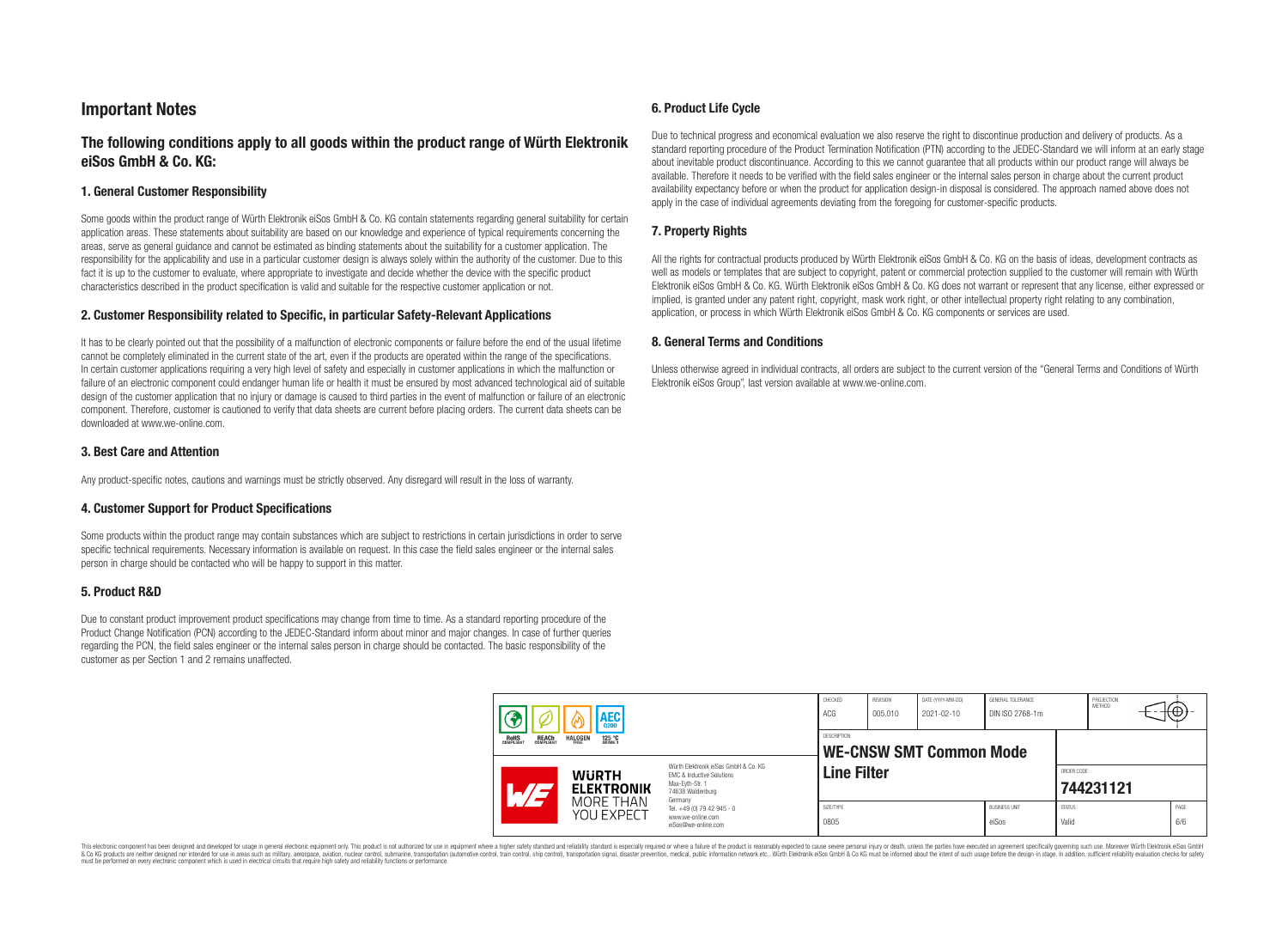# Important Notes

## The following conditions apply to all goods within the product range of Würth Elektronik eiSos GmbH & Co. KG:

### 1. General Customer Responsibility

Some goods within the product range of Würth Elektronik eiSos GmbH & Co. KG contain statements regarding general suitability for certain application areas. These statements about suitability are based on our knowledge and experience of typical requirements concerning the areas, serve as general guidance and cannot be estimated as binding statements about the suitability for a customer application. The responsibility for the applicability and use in a particular customer design is always solely within the authority of the customer. Due to this fact it is up to the customer to evaluate, where appropriate to investigate and decide whether the device with the specific product characteristics described in the product specification is valid and suitable for the respective customer application or not.

### 2. Customer Responsibility related to Specific, in particular Safety-Relevant Applications

It has to be clearly pointed out that the possibility of a malfunction of electronic components or failure before the end of the usual lifetime cannot be completely eliminated in the current state of the art, even if the products are operated within the range of the specifications. In certain customer applications requiring a very high level of safety and especially in customer applications in which the malfunction or failure of an electronic component could endanger human life or health it must be ensured by most advanced technological aid of suitable design of the customer application that no injury or damage is caused to third parties in the event of malfunction or failure of an electronic component. Therefore, customer is cautioned to verify that data sheets are current before placing orders. The current data sheets can be downloaded at www.we-online.com.

### 3. Best Care and Attention

Any product-specific notes, cautions and warnings must be strictly observed. Any disregard will result in the loss of warranty.

### 4. Customer Support for Product Specifications

Some products within the product range may contain substances which are subject to restrictions in certain jurisdictions in order to serve specific technical requirements. Necessary information is available on request. In this case the field sales engineer or the internal sales person in charge should be contacted who will be happy to support in this matter.

### 5. Product R&D

Due to constant product improvement product specifications may change from time to time. As a standard reporting procedure of the Product Change Notification (PCN) according to the JEDEC-Standard inform about minor and major changes. In case of further queries regarding the PCN, the field sales engineer or the internal sales person in charge should be contacted. The basic responsibility of the customer as per Section 1 and 2 remains unaffected.

### 6. Product Life Cycle

Due to technical progress and economical evaluation we also reserve the right to discontinue production and delivery of products. As a standard reporting procedure of the Product Termination Notification (PTN) according to the JEDEC-Standard we will inform at an early stage about inevitable product discontinuance. According to this we cannot guarantee that all products within our product range will always be available. Therefore it needs to be verified with the field sales engineer or the internal sales person in charge about the current product availability expectancy before or when the product for application design-in disposal is considered. The approach named above does not apply in the case of individual agreements deviating from the foregoing for customer-specific products.

### 7. Property Rights

All the rights for contractual products produced by Würth Elektronik eiSos GmbH & Co. KG on the basis of ideas, development contracts as well as models or templates that are subject to copyright, patent or commercial protection supplied to the customer will remain with Würth Elektronik eiSos GmbH & Co. KG. Würth Elektronik eiSos GmbH & Co. KG does not warrant or represent that any license, either expressed or implied, is granted under any patent right, copyright, mask work right, or other intellectual property right relating to any combination, application, or process in which Würth Elektronik eiSos GmbH & Co. KG components or services are used.

### 8. General Terms and Conditions

Unless otherwise agreed in individual contracts, all orders are subject to the current version of the "General Terms and Conditions of Würth Elektronik eiSos Group", last version available at www.we-online.com.

| | | | | | | |
|---|---|---|---|---|---|---|
| RoHS COMPLIANT, REACh COMPLIANT, HALOGEN FREE, AEC Q200, 125 °C GRADE 1 | CHECKED ACG | REVISION 005.010 | DATE (YYYY-MM-DD) 2021-02-10 | GENERAL TOLERANCE DIN ISO 2768-1m | | PROJECTION METHOD |
| | DESCRIPTION **WE-CNSW SMT Common Mode Line Filter** | | | | ORDER CODE **744231121** | |
| WÜRTH ELEKTRONIK MORE THAN YOU EXPECT — Würth Elektronik eiSos GmbH & Co. KG, EMC & Inductive Solutions, Max-Eyth-Str. 1, 74638 Waldenburg, Germany, Tel. +49 (0) 79 42 945 - 0, www.we-online.com, eiSos@we-online.com | SIZE/TYPE 0805 | | | BUSINESS UNIT eiSos | STATUS Valid | PAGE 6/6 |

This electronic component has been designed and developed for usage in general electronic equipment only. This product is not authorized for use in equipment where a higher safety standard and reliability standard is especially required or where a failure of the product is reasonably expected to cause severe personal injury or death, unless the parties have executed an agreement specifically governing such use. Moreover Würth Elektronik eiSos GmbH & Co KG products are neither designed nor intended for use in areas such as military, aerospace, aviation, nuclear control, submarine, transportation (automotive control, train control, ship control), transportation signal, disaster prevention, medical, public information network etc.. Würth Elektronik eiSos GmbH & Co KG must be informed about the intent of such usage before the design-in stage. In addition, sufficient reliability evaluation checks for safety must be performed on every electronic component which is used in electrical circuits that require high safety and reliability functions or performance.